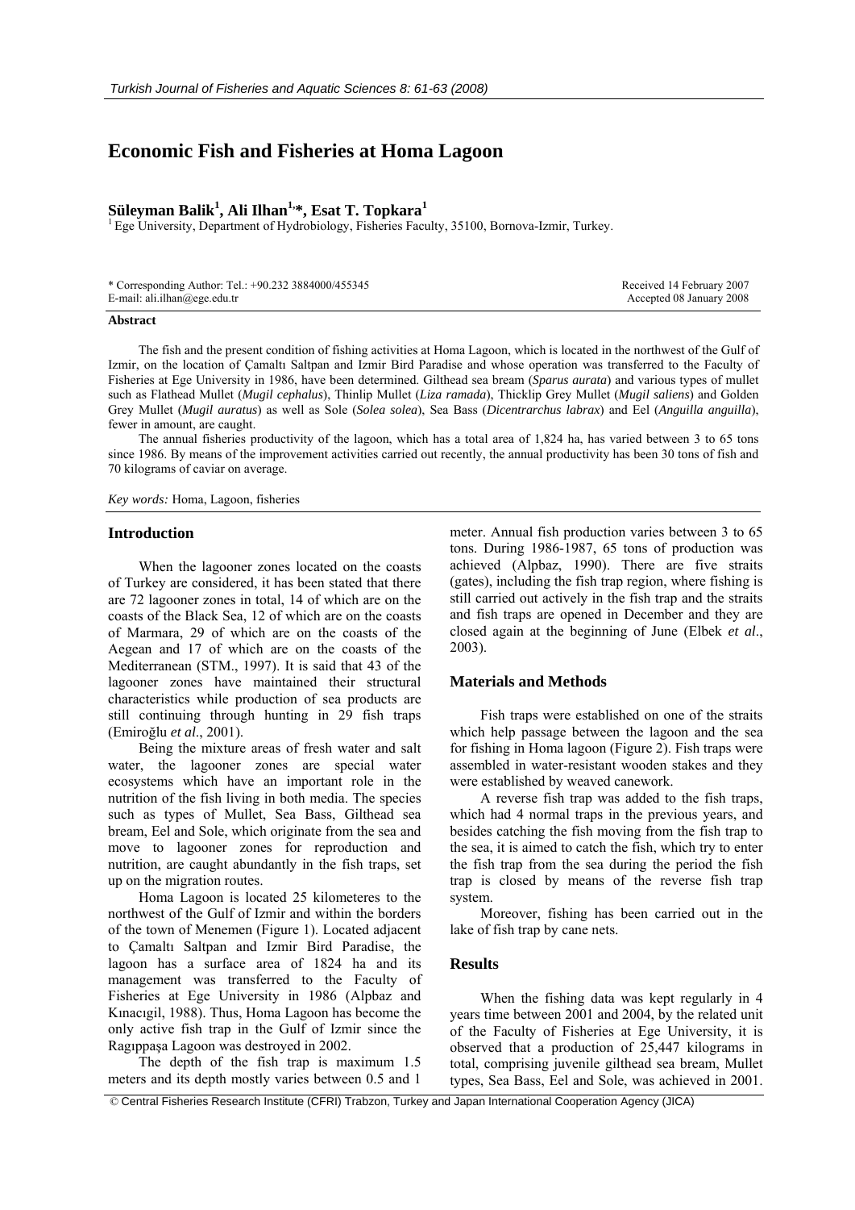# Economic Fish and Fisheries at Homa Lagoon

**Süleyman Balik[1], Ali Ilhan[1,*], Esat T. Topkara[1]**

[1] Ege University, Department of Hydrobiology, Fisheries Faculty, 35100, Bornova-Izmir, Turkey.

\* Corresponding Author: Tel.: +90.232 3884000/455345
E-mail: ali.ilhan@ege.edu.tr

Received 14 February 2007
Accepted 08 January 2008

**Abstract**

The fish and the present condition of fishing activities at Homa Lagoon, which is located in the northwest of the Gulf of Izmir, on the location of Çamaltı Saltpan and Izmir Bird Paradise and whose operation was transferred to the Faculty of Fisheries at Ege University in 1986, have been determined. Gilthead sea bream (*Sparus aurata*) and various types of mullet such as Flathead Mullet (*Mugil cephalus*), Thinlip Mullet (*Liza ramada*), Thicklip Grey Mullet (*Mugil saliens*) and Golden Grey Mullet (*Mugil auratus*) as well as Sole (*Solea solea*), Sea Bass (*Dicentrarchus labrax*) and Eel (*Anguilla anguilla*), fewer in amount, are caught.

The annual fisheries productivity of the lagoon, which has a total area of 1,824 ha, has varied between 3 to 65 tons since 1986. By means of the improvement activities carried out recently, the annual productivity has been 30 tons of fish and 70 kilograms of caviar on average.

*Key words:* Homa, Lagoon, fisheries

## Introduction

When the lagooner zones located on the coasts of Turkey are considered, it has been stated that there are 72 lagooner zones in total, 14 of which are on the coasts of the Black Sea, 12 of which are on the coasts of Marmara, 29 of which are on the coasts of the Aegean and 17 of which are on the coasts of the Mediterranean (STM., 1997). It is said that 43 of the lagooner zones have maintained their structural characteristics while production of sea products are still continuing through hunting in 29 fish traps (Emiroğlu *et al*., 2001).

Being the mixture areas of fresh water and salt water, the lagooner zones are special water ecosystems which have an important role in the nutrition of the fish living in both media. The species such as types of Mullet, Sea Bass, Gilthead sea bream, Eel and Sole, which originate from the sea and move to lagooner zones for reproduction and nutrition, are caught abundantly in the fish traps, set up on the migration routes.

Homa Lagoon is located 25 kilometeres to the northwest of the Gulf of Izmir and within the borders of the town of Menemen (Figure 1). Located adjacent to Çamaltı Saltpan and Izmir Bird Paradise, the lagoon has a surface area of 1824 ha and its management was transferred to the Faculty of Fisheries at Ege University in 1986 (Alpbaz and Kınacıgil, 1988). Thus, Homa Lagoon has become the only active fish trap in the Gulf of Izmir since the Ragıppaşa Lagoon was destroyed in 2002.

The depth of the fish trap is maximum 1.5 meters and its depth mostly varies between 0.5 and 1 meter. Annual fish production varies between 3 to 65 tons. During 1986-1987, 65 tons of production was achieved (Alpbaz, 1990). There are five straits (gates), including the fish trap region, where fishing is still carried out actively in the fish trap and the straits and fish traps are opened in December and they are closed again at the beginning of June (Elbek *et al*., 2003).

## Materials and Methods

Fish traps were established on one of the straits which help passage between the lagoon and the sea for fishing in Homa lagoon (Figure 2). Fish traps were assembled in water-resistant wooden stakes and they were established by weaved canework.

A reverse fish trap was added to the fish traps, which had 4 normal traps in the previous years, and besides catching the fish moving from the fish trap to the sea, it is aimed to catch the fish, which try to enter the fish trap from the sea during the period the fish trap is closed by means of the reverse fish trap system.

Moreover, fishing has been carried out in the lake of fish trap by cane nets.

## Results

When the fishing data was kept regularly in 4 years time between 2001 and 2004, by the related unit of the Faculty of Fisheries at Ege University, it is observed that a production of 25,447 kilograms in total, comprising juvenile gilthead sea bream, Mullet types, Sea Bass, Eel and Sole, was achieved in 2001.

© Central Fisheries Research Institute (CFRI) Trabzon, Turkey and Japan International Cooperation Agency (JICA)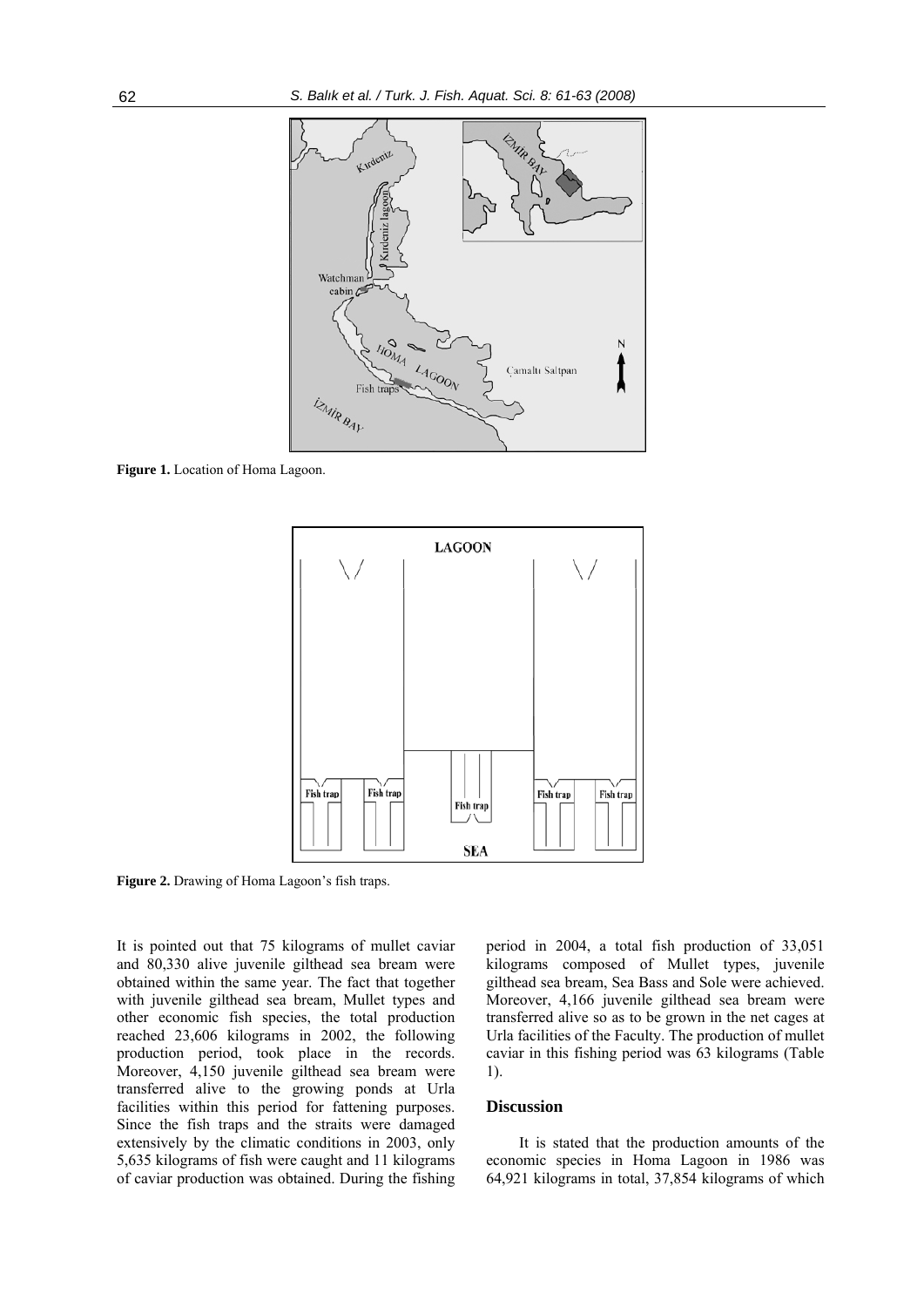**Figure 1.** Location of Homa Lagoon.

**Figure 2.** Drawing of Homa Lagoon's fish traps.

It is pointed out that 75 kilograms of mullet caviar and 80,330 alive juvenile gilthead sea bream were obtained within the same year. The fact that together with juvenile gilthead sea bream, Mullet types and other economic fish species, the total production reached 23,606 kilograms in 2002, the following production period, took place in the records. Moreover, 4,150 juvenile gilthead sea bream were transferred alive to the growing ponds at Urla facilities within this period for fattening purposes. Since the fish traps and the straits were damaged extensively by the climatic conditions in 2003, only 5,635 kilograms of fish were caught and 11 kilograms of caviar production was obtained. During the fishing period in 2004, a total fish production of 33,051 kilograms composed of Mullet types, juvenile gilthead sea bream, Sea Bass and Sole were achieved. Moreover, 4,166 juvenile gilthead sea bream were transferred alive so as to be grown in the net cages at Urla facilities of the Faculty. The production of mullet caviar in this fishing period was 63 kilograms (Table 1).

## Discussion

It is stated that the production amounts of the economic species in Homa Lagoon in 1986 was 64,921 kilograms in total, 37,854 kilograms of which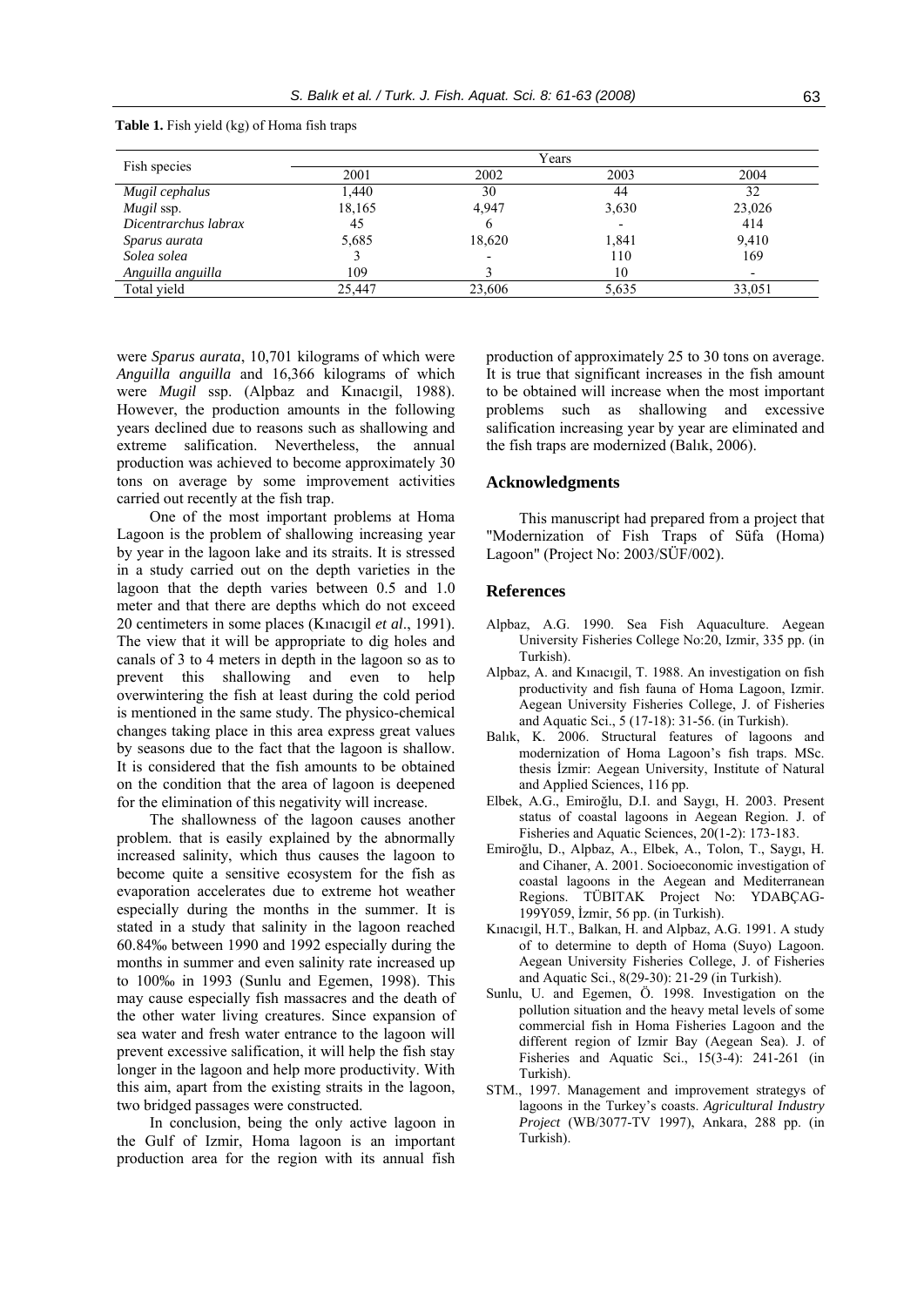**Table 1.** Fish yield (kg) of Homa fish traps

| Fish species | Years | | | |
|---|---|---|---|---|
| | 2001 | 2002 | 2003 | 2004 |
| *Mugil cephalus* | 1,440 | 30 | 44 | 32 |
| *Mugil* ssp. | 18,165 | 4,947 | 3,630 | 23,026 |
| *Dicentrarchus labrax* | 45 | 6 | - | 414 |
| *Sparus aurata* | 5,685 | 18,620 | 1,841 | 9,410 |
| *Solea solea* | 3 | - | 110 | 169 |
| *Anguilla anguilla* | 109 | 3 | 10 | - |
| Total yield | 25,447 | 23,606 | 5,635 | 33,051 |

were *Sparus aurata*, 10,701 kilograms of which were *Anguilla anguilla* and 16,366 kilograms of which were *Mugil* ssp. (Alpbaz and Kınacıgil, 1988). However, the production amounts in the following years declined due to reasons such as shallowing and extreme salification. Nevertheless, the annual production was achieved to become approximately 30 tons on average by some improvement activities carried out recently at the fish trap.

One of the most important problems at Homa Lagoon is the problem of shallowing increasing year by year in the lagoon lake and its straits. It is stressed in a study carried out on the depth varieties in the lagoon that the depth varies between 0.5 and 1.0 meter and that there are depths which do not exceed 20 centimeters in some places (Kınacıgil *et al*., 1991). The view that it will be appropriate to dig holes and canals of 3 to 4 meters in depth in the lagoon so as to prevent this shallowing and even to help overwintering the fish at least during the cold period is mentioned in the same study. The physico-chemical changes taking place in this area express great values by seasons due to the fact that the lagoon is shallow. It is considered that the fish amounts to be obtained on the condition that the area of lagoon is deepened for the elimination of this negativity will increase.

The shallowness of the lagoon causes another problem. that is easily explained by the abnormally increased salinity, which thus causes the lagoon to become quite a sensitive ecosystem for the fish as evaporation accelerates due to extreme hot weather especially during the months in the summer. It is stated in a study that salinity in the lagoon reached 60.84‰ between 1990 and 1992 especially during the months in summer and even salinity rate increased up to 100‰ in 1993 (Sunlu and Egemen, 1998). This may cause especially fish massacres and the death of the other water living creatures. Since expansion of sea water and fresh water entrance to the lagoon will prevent excessive salification, it will help the fish stay longer in the lagoon and help more productivity. With this aim, apart from the existing straits in the lagoon, two bridged passages were constructed.

In conclusion, being the only active lagoon in the Gulf of Izmir, Homa lagoon is an important production area for the region with its annual fish production of approximately 25 to 30 tons on average. It is true that significant increases in the fish amount to be obtained will increase when the most important problems such as shallowing and excessive salification increasing year by year are eliminated and the fish traps are modernized (Balık, 2006).

## Acknowledgments

This manuscript had prepared from a project that "Modernization of Fish Traps of Süfa (Homa) Lagoon" (Project No: 2003/SÜF/002).

## References

Alpbaz, A.G. 1990. Sea Fish Aquaculture. Aegean University Fisheries College No:20, Izmir, 335 pp. (in Turkish).

Alpbaz, A. and Kınacıgil, T. 1988. An investigation on fish productivity and fish fauna of Homa Lagoon, Izmir. Aegean University Fisheries College, J. of Fisheries and Aquatic Sci., 5 (17-18): 31-56. (in Turkish).

Balık, K. 2006. Structural features of lagoons and modernization of Homa Lagoon's fish traps. MSc. thesis İzmir: Aegean University, Institute of Natural and Applied Sciences, 116 pp.

Elbek, A.G., Emiroğlu, D.I. and Saygı, H. 2003. Present status of coastal lagoons in Aegean Region. J. of Fisheries and Aquatic Sciences, 20(1-2): 173-183.

Emiroğlu, D., Alpbaz, A., Elbek, A., Tolon, T., Saygı, H. and Cihaner, A. 2001. Socioeconomic investigation of coastal lagoons in the Aegean and Mediterranean Regions. TÜBITAK Project No: YDABÇAG-199Y059, İzmir, 56 pp. (in Turkish).

Kınacıgil, H.T., Balkan, H. and Alpbaz, A.G. 1991. A study of to determine to depth of Homa (Suyo) Lagoon. Aegean University Fisheries College, J. of Fisheries and Aquatic Sci., 8(29-30): 21-29 (in Turkish).

Sunlu, U. and Egemen, Ö. 1998. Investigation on the pollution situation and the heavy metal levels of some commercial fish in Homa Fisheries Lagoon and the different region of Izmir Bay (Aegean Sea). J. of Fisheries and Aquatic Sci., 15(3-4): 241-261 (in Turkish).

STM., 1997. Management and improvement strategys of lagoons in the Turkey's coasts. *Agricultural Industry Project* (WB/3077-TV 1997), Ankara, 288 pp. (in Turkish).